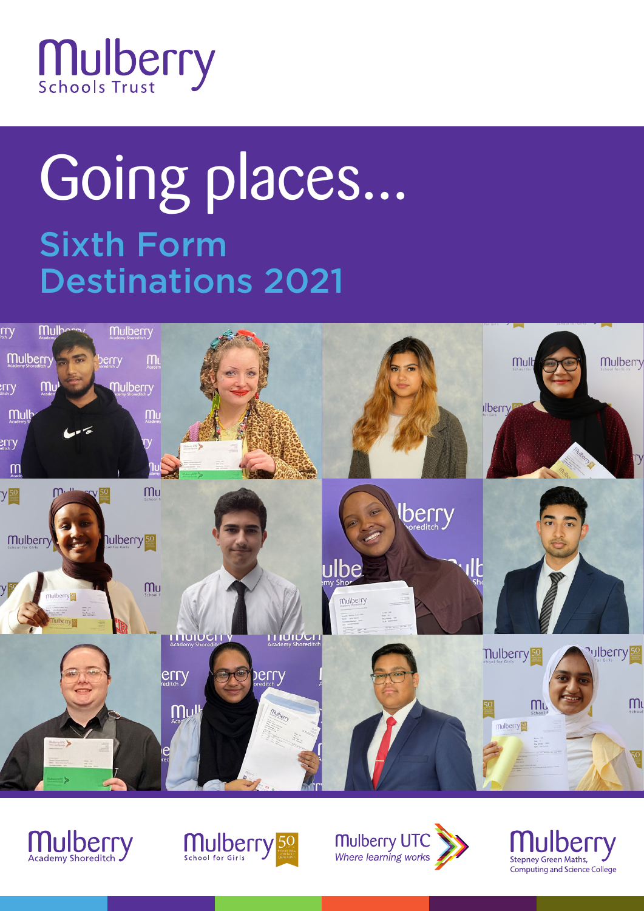Mulberry Schools Trust

# Going places...

## Sixth Form Destinations 2021

Mulberry Academy Shoreditch

Mulberry School for Girls

Mulberry UTC *Where learning works*

Mulberry Stepney Green Maths, Computing and Science College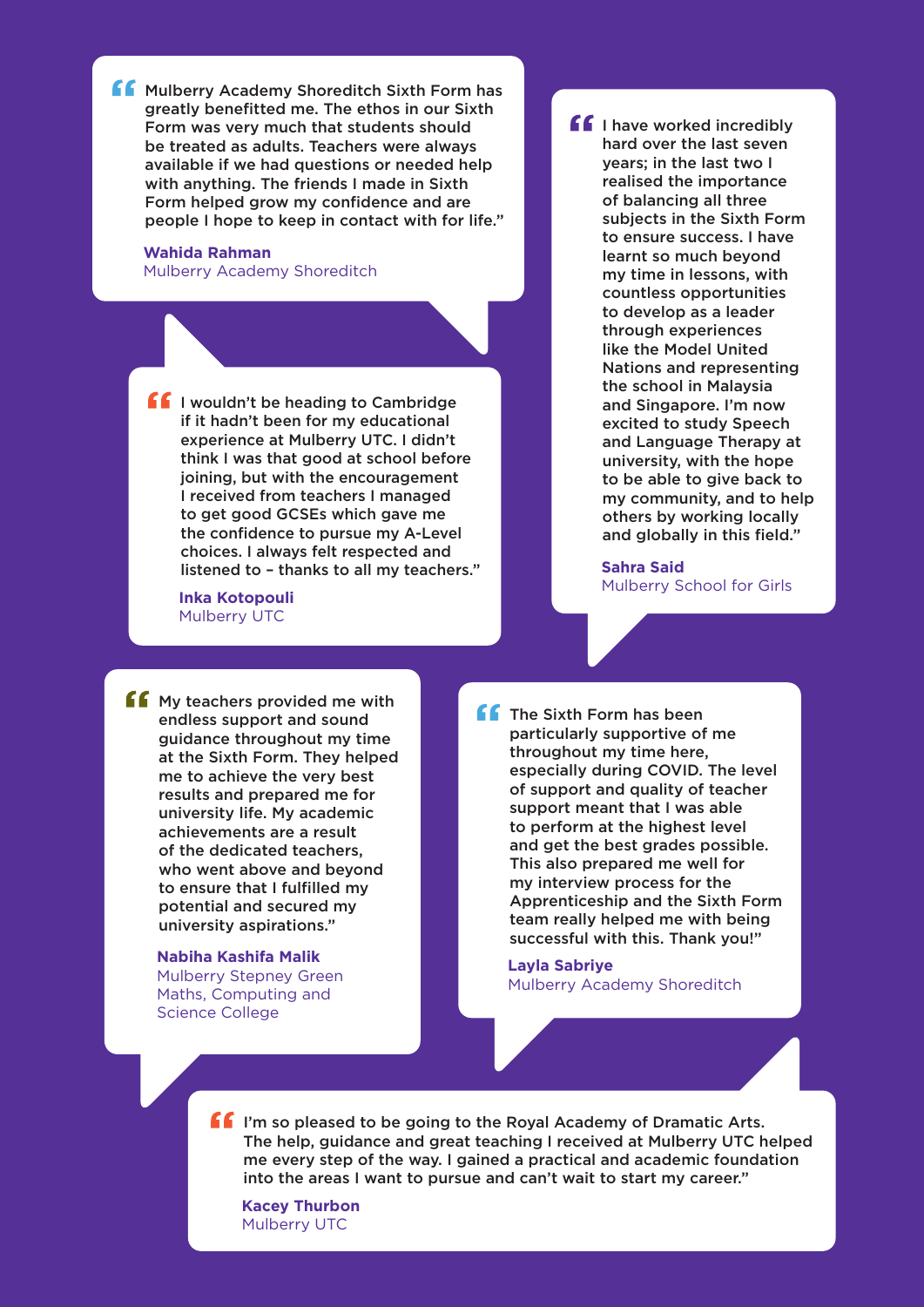> "Mulberry Academy Shoreditch Sixth Form has greatly benefitted me. The ethos in our Sixth Form was very much that students should be treated as adults. Teachers were always available if we had questions or needed help with anything. The friends I made in Sixth Form helped grow my confidence and are people I hope to keep in contact with for life."
>
> **Wahida Rahman**
> Mulberry Academy Shoreditch

> "I have worked incredibly hard over the last seven years; in the last two I realised the importance of balancing all three subjects in the Sixth Form to ensure success. I have learnt so much beyond my time in lessons, with countless opportunities to develop as a leader through experiences like the Model United Nations and representing the school in Malaysia and Singapore. I'm now excited to study Speech and Language Therapy at university, with the hope to be able to give back to my community, and to help others by working locally and globally in this field."
>
> **Sahra Said**
> Mulberry School for Girls

> "I wouldn't be heading to Cambridge if it hadn't been for my educational experience at Mulberry UTC. I didn't think I was that good at school before joining, but with the encouragement I received from teachers I managed to get good GCSEs which gave me the confidence to pursue my A-Level choices. I always felt respected and listened to – thanks to all my teachers."
>
> **Inka Kotopouli**
> Mulberry UTC

> "My teachers provided me with endless support and sound guidance throughout my time at the Sixth Form. They helped me to achieve the very best results and prepared me for university life. My academic achievements are a result of the dedicated teachers, who went above and beyond to ensure that I fulfilled my potential and secured my university aspirations."
>
> **Nabiha Kashifa Malik**
> Mulberry Stepney Green Maths, Computing and Science College

> "The Sixth Form has been particularly supportive of me throughout my time here, especially during COVID. The level of support and quality of teacher support meant that I was able to perform at the highest level and get the best grades possible. This also prepared me well for my interview process for the Apprenticeship and the Sixth Form team really helped me with being successful with this. Thank you!"
>
> **Layla Sabriye**
> Mulberry Academy Shoreditch

> "I'm so pleased to be going to the Royal Academy of Dramatic Arts. The help, guidance and great teaching I received at Mulberry UTC helped me every step of the way. I gained a practical and academic foundation into the areas I want to pursue and can't wait to start my career."
>
> **Kacey Thurbon**
> Mulberry UTC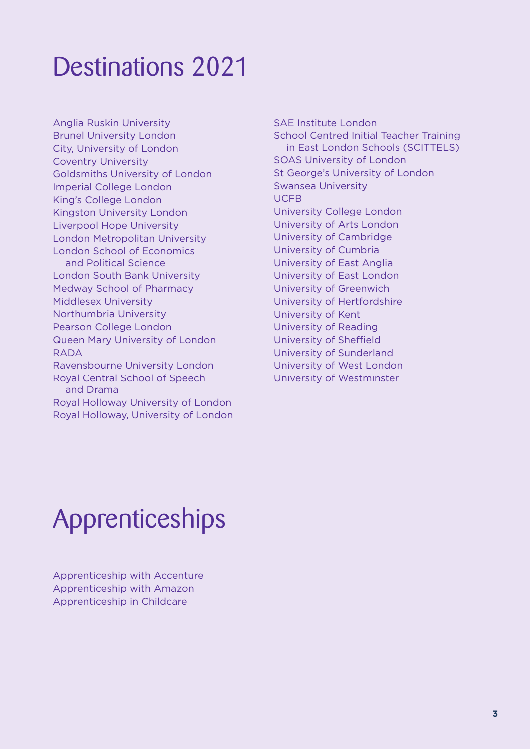# Destinations 2021

Anglia Ruskin University
Brunel University London
City, University of London
Coventry University
Goldsmiths University of London
Imperial College London
King's College London
Kingston University London
Liverpool Hope University
London Metropolitan University
London School of Economics and Political Science
London South Bank University
Medway School of Pharmacy
Middlesex University
Northumbria University
Pearson College London
Queen Mary University of London
RADA
Ravensbourne University London
Royal Central School of Speech and Drama
Royal Holloway University of London
Royal Holloway, University of London
SAE Institute London
School Centred Initial Teacher Training in East London Schools (SCITTELS)
SOAS University of London
St George's University of London
Swansea University
UCFB
University College London
University of Arts London
University of Cambridge
University of Cumbria
University of East Anglia
University of East London
University of Greenwich
University of Hertfordshire
University of Kent
University of Reading
University of Sheffield
University of Sunderland
University of West London
University of Westminster

# Apprenticeships

Apprenticeship with Accenture
Apprenticeship with Amazon
Apprenticeship in Childcare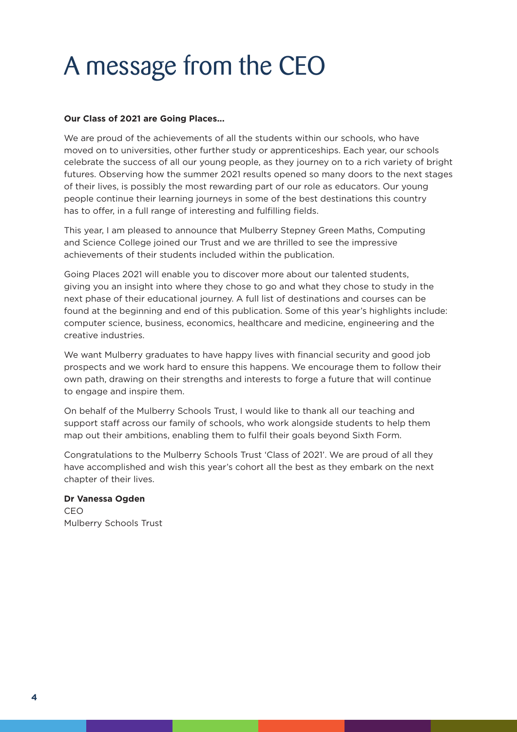# A message from the CEO

**Our Class of 2021 are Going Places...**

We are proud of the achievements of all the students within our schools, who have moved on to universities, other further study or apprenticeships. Each year, our schools celebrate the success of all our young people, as they journey on to a rich variety of bright futures. Observing how the summer 2021 results opened so many doors to the next stages of their lives, is possibly the most rewarding part of our role as educators. Our young people continue their learning journeys in some of the best destinations this country has to offer, in a full range of interesting and fulfilling fields.

This year, I am pleased to announce that Mulberry Stepney Green Maths, Computing and Science College joined our Trust and we are thrilled to see the impressive achievements of their students included within the publication.

Going Places 2021 will enable you to discover more about our talented students, giving you an insight into where they chose to go and what they chose to study in the next phase of their educational journey. A full list of destinations and courses can be found at the beginning and end of this publication. Some of this year's highlights include: computer science, business, economics, healthcare and medicine, engineering and the creative industries.

We want Mulberry graduates to have happy lives with financial security and good job prospects and we work hard to ensure this happens. We encourage them to follow their own path, drawing on their strengths and interests to forge a future that will continue to engage and inspire them.

On behalf of the Mulberry Schools Trust, I would like to thank all our teaching and support staff across our family of schools, who work alongside students to help them map out their ambitions, enabling them to fulfil their goals beyond Sixth Form.

Congratulations to the Mulberry Schools Trust 'Class of 2021'. We are proud of all they have accomplished and wish this year's cohort all the best as they embark on the next chapter of their lives.

**Dr Vanessa Ogden**
CEO
Mulberry Schools Trust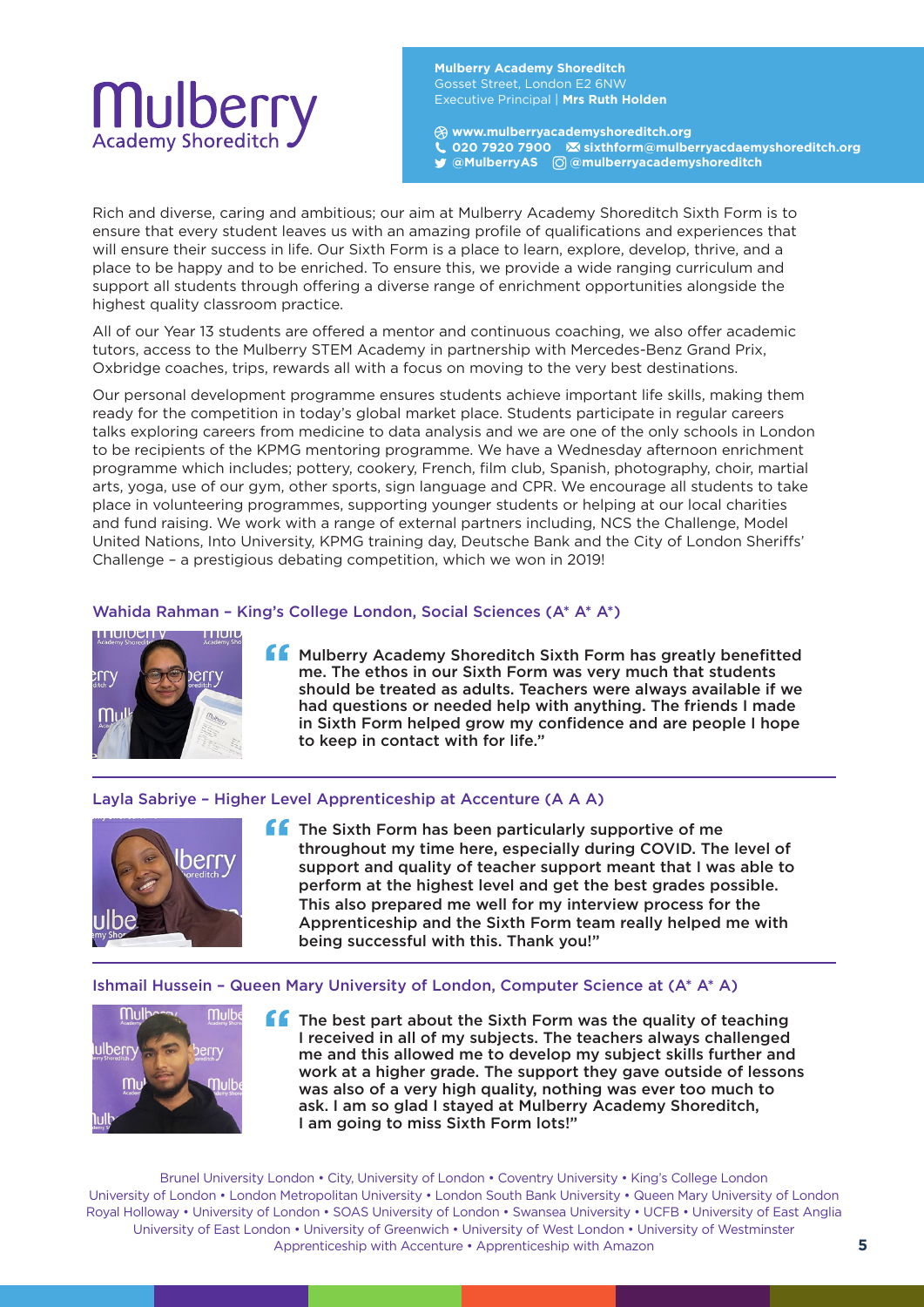**Mulberry Academy Shoreditch**
Gosset Street, London E2 6NW
Executive Principal | **Mrs Ruth Holden**

**www.mulberryacademyshoreditch.org**
**020 7920 7900** **sixthform@mulberryacdaemyshoreditch.org**
**@MulberryAS** **@mulberryacademyshoreditch**

Rich and diverse, caring and ambitious; our aim at Mulberry Academy Shoreditch Sixth Form is to ensure that every student leaves us with an amazing profile of qualifications and experiences that will ensure their success in life. Our Sixth Form is a place to learn, explore, develop, thrive, and a place to be happy and to be enriched. To ensure this, we provide a wide ranging curriculum and support all students through offering a diverse range of enrichment opportunities alongside the highest quality classroom practice.

All of our Year 13 students are offered a mentor and continuous coaching, we also offer academic tutors, access to the Mulberry STEM Academy in partnership with Mercedes-Benz Grand Prix, Oxbridge coaches, trips, rewards all with a focus on moving to the very best destinations.

Our personal development programme ensures students achieve important life skills, making them ready for the competition in today's global market place. Students participate in regular careers talks exploring careers from medicine to data analysis and we are one of the only schools in London to be recipients of the KPMG mentoring programme. We have a Wednesday afternoon enrichment programme which includes; pottery, cookery, French, film club, Spanish, photography, choir, martial arts, yoga, use of our gym, other sports, sign language and CPR. We encourage all students to take place in volunteering programmes, supporting younger students or helping at our local charities and fund raising. We work with a range of external partners including, NCS the Challenge, Model United Nations, Into University, KPMG training day, Deutsche Bank and the City of London Sheriffs' Challenge – a prestigious debating competition, which we won in 2019!

### Wahida Rahman – King's College London, Social Sciences (A* A* A*)

**"Mulberry Academy Shoreditch Sixth Form has greatly benefitted me. The ethos in our Sixth Form was very much that students should be treated as adults. Teachers were always available if we had questions or needed help with anything. The friends I made in Sixth Form helped grow my confidence and are people I hope to keep in contact with for life."**

### Layla Sabriye – Higher Level Apprenticeship at Accenture (A A A)

**"The Sixth Form has been particularly supportive of me throughout my time here, especially during COVID. The level of support and quality of teacher support meant that I was able to perform at the highest level and get the best grades possible. This also prepared me well for my interview process for the Apprenticeship and the Sixth Form team really helped me with being successful with this. Thank you!"**

### Ishmail Hussein – Queen Mary University of London, Computer Science at (A* A* A)

**"The best part about the Sixth Form was the quality of teaching I received in all of my subjects. The teachers always challenged me and this allowed me to develop my subject skills further and work at a higher grade. The support they gave outside of lessons was also of a very high quality, nothing was ever too much to ask. I am so glad I stayed at Mulberry Academy Shoreditch, I am going to miss Sixth Form lots!"**

Brunel University London • City, University of London • Coventry University • King's College London
University of London • London Metropolitan University • London South Bank University • Queen Mary University of London
Royal Holloway • University of London • SOAS University of London • Swansea University • UCFB • University of East Anglia
University of East London • University of Greenwich • University of West London • University of Westminster
Apprenticeship with Accenture • Apprenticeship with Amazon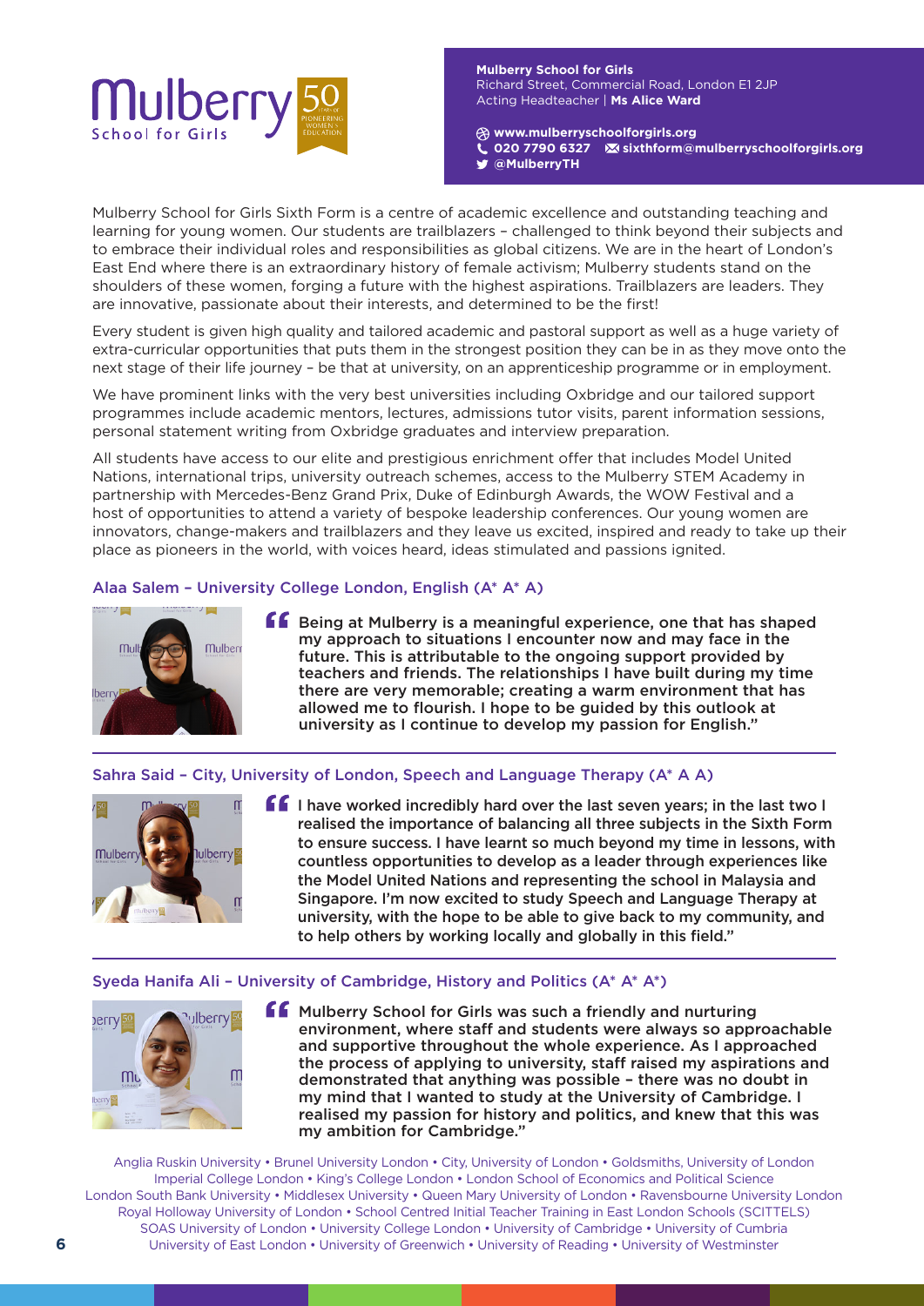**Mulberry School for Girls**
Richard Street, Commercial Road, London E1 2JP
Acting Headteacher | **Ms Alice Ward**

**www.mulberryschoolforgirls.org**
**020 7790 6327** **sixthform@mulberryschoolforgirls.org**
**@MulberryTH**

Mulberry School for Girls Sixth Form is a centre of academic excellence and outstanding teaching and learning for young women. Our students are trailblazers – challenged to think beyond their subjects and to embrace their individual roles and responsibilities as global citizens. We are in the heart of London's East End where there is an extraordinary history of female activism; Mulberry students stand on the shoulders of these women, forging a future with the highest aspirations. Trailblazers are leaders. They are innovative, passionate about their interests, and determined to be the first!

Every student is given high quality and tailored academic and pastoral support as well as a huge variety of extra-curricular opportunities that puts them in the strongest position they can be in as they move onto the next stage of their life journey – be that at university, on an apprenticeship programme or in employment.

We have prominent links with the very best universities including Oxbridge and our tailored support programmes include academic mentors, lectures, admissions tutor visits, parent information sessions, personal statement writing from Oxbridge graduates and interview preparation.

All students have access to our elite and prestigious enrichment offer that includes Model United Nations, international trips, university outreach schemes, access to the Mulberry STEM Academy in partnership with Mercedes-Benz Grand Prix, Duke of Edinburgh Awards, the WOW Festival and a host of opportunities to attend a variety of bespoke leadership conferences. Our young women are innovators, change-makers and trailblazers and they leave us excited, inspired and ready to take up their place as pioneers in the world, with voices heard, ideas stimulated and passions ignited.

### Alaa Salem – University College London, English (A* A* A)

"Being at Mulberry is a meaningful experience, one that has shaped my approach to situations I encounter now and may face in the future. This is attributable to the ongoing support provided by teachers and friends. The relationships I have built during my time there are very memorable; creating a warm environment that has allowed me to flourish. I hope to be guided by this outlook at university as I continue to develop my passion for English."

### Sahra Said – City, University of London, Speech and Language Therapy (A* A A)

"I have worked incredibly hard over the last seven years; in the last two I realised the importance of balancing all three subjects in the Sixth Form to ensure success. I have learnt so much beyond my time in lessons, with countless opportunities to develop as a leader through experiences like the Model United Nations and representing the school in Malaysia and Singapore. I'm now excited to study Speech and Language Therapy at university, with the hope to be able to give back to my community, and to help others by working locally and globally in this field."

### Syeda Hanifa Ali – University of Cambridge, History and Politics (A* A* A*)

"Mulberry School for Girls was such a friendly and nurturing environment, where staff and students were always so approachable and supportive throughout the whole experience. As I approached the process of applying to university, staff raised my aspirations and demonstrated that anything was possible – there was no doubt in my mind that I wanted to study at the University of Cambridge. I realised my passion for history and politics, and knew that this was my ambition for Cambridge."

Anglia Ruskin University • Brunel University London • City, University of London • Goldsmiths, University of London
Imperial College London • King's College London • London School of Economics and Political Science
London South Bank University • Middlesex University • Queen Mary University of London • Ravensbourne University London
Royal Holloway University of London • School Centred Initial Teacher Training in East London Schools (SCITTELS)
SOAS University of London • University College London • University of Cambridge • University of Cumbria
University of East London • University of Greenwich • University of Reading • University of Westminster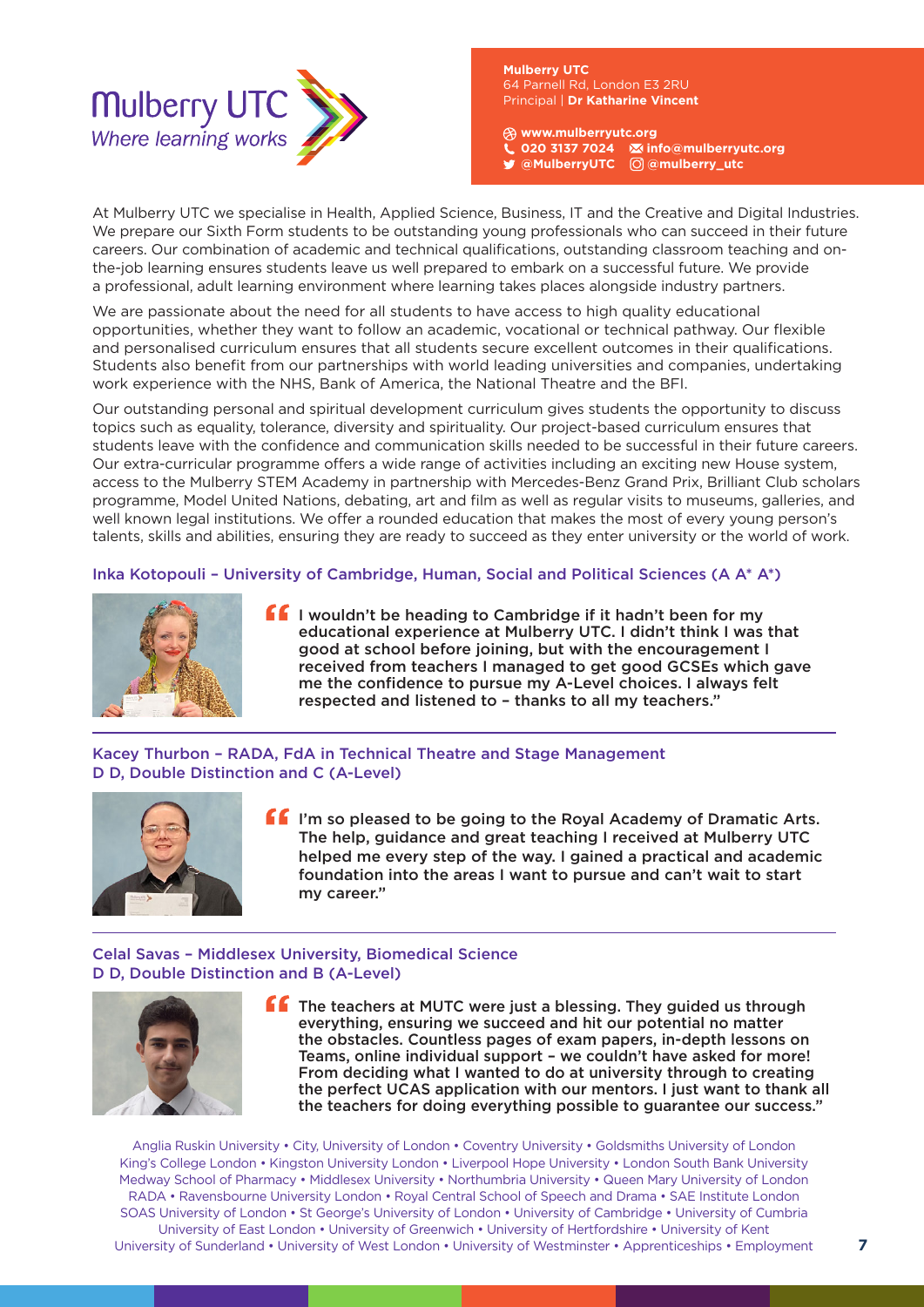# Mulberry UTC

*Where learning works*

**Mulberry UTC**
64 Parnell Rd, London E3 2RU
Principal | **Dr Katharine Vincent**

**www.mulberryutc.org**
**020 3137 7024** **info@mulberryutc.org**
**@MulberryUTC** **@mulberry_utc**

At Mulberry UTC we specialise in Health, Applied Science, Business, IT and the Creative and Digital Industries. We prepare our Sixth Form students to be outstanding young professionals who can succeed in their future careers. Our combination of academic and technical qualifications, outstanding classroom teaching and on-the-job learning ensures students leave us well prepared to embark on a successful future. We provide a professional, adult learning environment where learning takes places alongside industry partners.

We are passionate about the need for all students to have access to high quality educational opportunities, whether they want to follow an academic, vocational or technical pathway. Our flexible and personalised curriculum ensures that all students secure excellent outcomes in their qualifications. Students also benefit from our partnerships with world leading universities and companies, undertaking work experience with the NHS, Bank of America, the National Theatre and the BFI.

Our outstanding personal and spiritual development curriculum gives students the opportunity to discuss topics such as equality, tolerance, diversity and spirituality. Our project-based curriculum ensures that students leave with the confidence and communication skills needed to be successful in their future careers. Our extra-curricular programme offers a wide range of activities including an exciting new House system, access to the Mulberry STEM Academy in partnership with Mercedes-Benz Grand Prix, Brilliant Club scholars programme, Model United Nations, debating, art and film as well as regular visits to museums, galleries, and well known legal institutions. We offer a rounded education that makes the most of every young person's talents, skills and abilities, ensuring they are ready to succeed as they enter university or the world of work.

### Inka Kotopouli – University of Cambridge, Human, Social and Political Sciences (A A* A*)

**"I wouldn't be heading to Cambridge if it hadn't been for my educational experience at Mulberry UTC. I didn't think I was that good at school before joining, but with the encouragement I received from teachers I managed to get good GCSEs which gave me the confidence to pursue my A-Level choices. I always felt respected and listened to – thanks to all my teachers."**

### Kacey Thurbon – RADA, FdA in Technical Theatre and Stage Management
### D D, Double Distinction and C (A-Level)

**"I'm so pleased to be going to the Royal Academy of Dramatic Arts. The help, guidance and great teaching I received at Mulberry UTC helped me every step of the way. I gained a practical and academic foundation into the areas I want to pursue and can't wait to start my career."**

### Celal Savas – Middlesex University, Biomedical Science
### D D, Double Distinction and B (A-Level)

**"The teachers at MUTC were just a blessing. They guided us through everything, ensuring we succeed and hit our potential no matter the obstacles. Countless pages of exam papers, in-depth lessons on Teams, online individual support – we couldn't have asked for more! From deciding what I wanted to do at university through to creating the perfect UCAS application with our mentors. I just want to thank all the teachers for doing everything possible to guarantee our success."**

Anglia Ruskin University • City, University of London • Coventry University • Goldsmiths University of London • King's College London • Kingston University London • Liverpool Hope University • London South Bank University • Medway School of Pharmacy • Middlesex University • Northumbria University • Queen Mary University of London • RADA • Ravensbourne University London • Royal Central School of Speech and Drama • SAE Institute London • SOAS University of London • St George's University of London • University of Cambridge • University of Cumbria • University of East London • University of Greenwich • University of Hertfordshire • University of Kent • University of Sunderland • University of West London • University of Westminster • Apprenticeships • Employment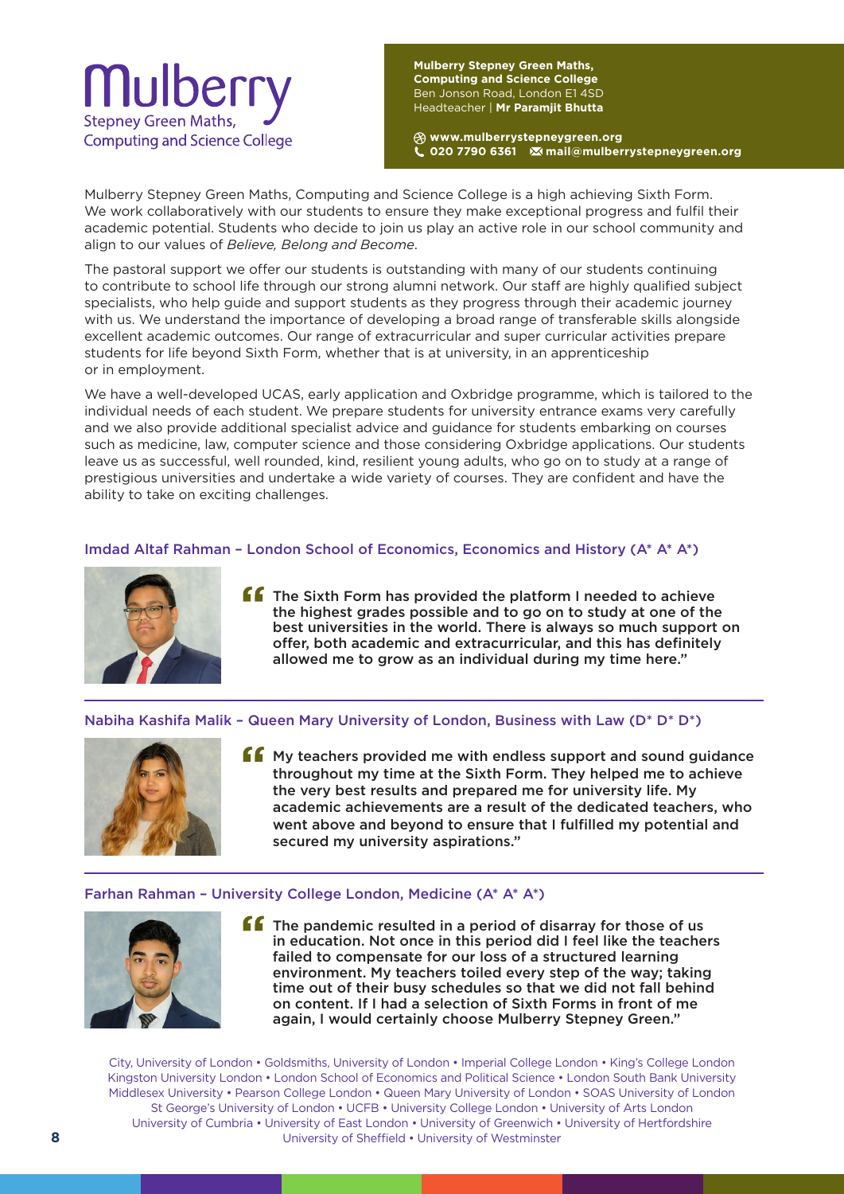# Mulberry Stepney Green Maths, Computing and Science College

**Mulberry Stepney Green Maths, Computing and Science College**
Ben Jonson Road, London E1 4SD
Headteacher | **Mr Paramjit Bhutta**

**www.mulberrystepneygreen.org**
**020 7790 6361** **mail@mulberrystepneygreen.org**

Mulberry Stepney Green Maths, Computing and Science College is a high achieving Sixth Form. We work collaboratively with our students to ensure they make exceptional progress and fulfil their academic potential. Students who decide to join us play an active role in our school community and align to our values of *Believe, Belong and Become*.

The pastoral support we offer our students is outstanding with many of our students continuing to contribute to school life through our strong alumni network. Our staff are highly qualified subject specialists, who help guide and support students as they progress through their academic journey with us. We understand the importance of developing a broad range of transferable skills alongside excellent academic outcomes. Our range of extracurricular and super curricular activities prepare students for life beyond Sixth Form, whether that is at university, in an apprenticeship or in employment.

We have a well-developed UCAS, early application and Oxbridge programme, which is tailored to the individual needs of each student. We prepare students for university entrance exams very carefully and we also provide additional specialist advice and guidance for students embarking on courses such as medicine, law, computer science and those considering Oxbridge applications. Our students leave us as successful, well rounded, kind, resilient young adults, who go on to study at a range of prestigious universities and undertake a wide variety of courses. They are confident and have the ability to take on exciting challenges.

### Imdad Altaf Rahman – London School of Economics, Economics and History (A* A* A*)

"The Sixth Form has provided the platform I needed to achieve the highest grades possible and to go on to study at one of the best universities in the world. There is always so much support on offer, both academic and extracurricular, and this has definitely allowed me to grow as an individual during my time here."

### Nabiha Kashifa Malik – Queen Mary University of London, Business with Law (D* D* D*)

"My teachers provided me with endless support and sound guidance throughout my time at the Sixth Form. They helped me to achieve the very best results and prepared me for university life. My academic achievements are a result of the dedicated teachers, who went above and beyond to ensure that I fulfilled my potential and secured my university aspirations."

### Farhan Rahman – University College London, Medicine (A* A* A*)

"The pandemic resulted in a period of disarray for those of us in education. Not once in this period did I feel like the teachers failed to compensate for our loss of a structured learning environment. My teachers toiled every step of the way; taking time out of their busy schedules so that we did not fall behind on content. If I had a selection of Sixth Forms in front of me again, I would certainly choose Mulberry Stepney Green."

City, University of London • Goldsmiths, University of London • Imperial College London • King's College London Kingston University London • London School of Economics and Political Science • London South Bank University Middlesex University • Pearson College London • Queen Mary University of London • SOAS University of London St George's University of London • UCFB • University College London • University of Arts London University of Cumbria • University of East London • University of Greenwich • University of Hertfordshire University of Sheffield • University of Westminster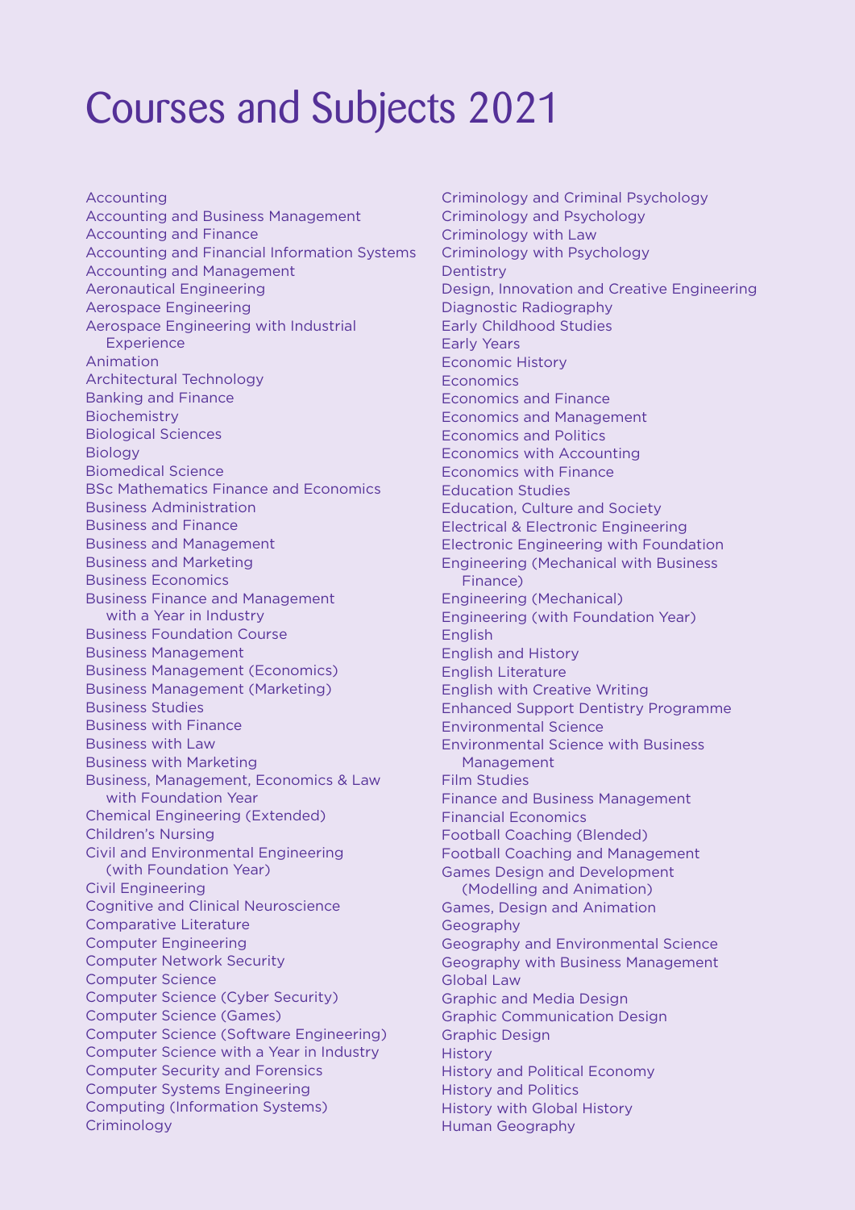# Courses and Subjects 2021

Accounting
Accounting and Business Management
Accounting and Finance
Accounting and Financial Information Systems
Accounting and Management
Aeronautical Engineering
Aerospace Engineering
Aerospace Engineering with Industrial Experience
Animation
Architectural Technology
Banking and Finance
Biochemistry
Biological Sciences
Biology
Biomedical Science
BSc Mathematics Finance and Economics
Business Administration
Business and Finance
Business and Management
Business and Marketing
Business Economics
Business Finance and Management with a Year in Industry
Business Foundation Course
Business Management
Business Management (Economics)
Business Management (Marketing)
Business Studies
Business with Finance
Business with Law
Business with Marketing
Business, Management, Economics & Law with Foundation Year
Chemical Engineering (Extended)
Children's Nursing
Civil and Environmental Engineering (with Foundation Year)
Civil Engineering
Cognitive and Clinical Neuroscience
Comparative Literature
Computer Engineering
Computer Network Security
Computer Science
Computer Science (Cyber Security)
Computer Science (Games)
Computer Science (Software Engineering)
Computer Science with a Year in Industry
Computer Security and Forensics
Computer Systems Engineering
Computing (Information Systems)
Criminology
Criminology and Criminal Psychology
Criminology and Psychology
Criminology with Law
Criminology with Psychology
Dentistry
Design, Innovation and Creative Engineering
Diagnostic Radiography
Early Childhood Studies
Early Years
Economic History
Economics
Economics and Finance
Economics and Management
Economics and Politics
Economics with Accounting
Economics with Finance
Education Studies
Education, Culture and Society
Electrical & Electronic Engineering
Electronic Engineering with Foundation
Engineering (Mechanical with Business Finance)
Engineering (Mechanical)
Engineering (with Foundation Year)
English
English and History
English Literature
English with Creative Writing
Enhanced Support Dentistry Programme
Environmental Science
Environmental Science with Business Management
Film Studies
Finance and Business Management
Financial Economics
Football Coaching (Blended)
Football Coaching and Management
Games Design and Development (Modelling and Animation)
Games, Design and Animation
Geography
Geography and Environmental Science
Geography with Business Management
Global Law
Graphic and Media Design
Graphic Communication Design
Graphic Design
History
History and Political Economy
History and Politics
History with Global History
Human Geography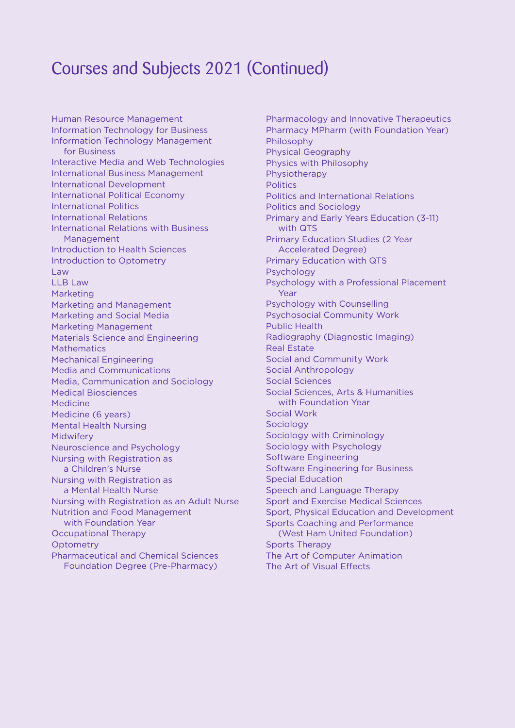# Courses and Subjects 2021 (Continued)

Human Resource Management
Information Technology for Business
Information Technology Management for Business
Interactive Media and Web Technologies
International Business Management
International Development
International Political Economy
International Politics
International Relations
International Relations with Business Management
Introduction to Health Sciences
Introduction to Optometry
Law
LLB Law
Marketing
Marketing and Management
Marketing and Social Media
Marketing Management
Materials Science and Engineering
Mathematics
Mechanical Engineering
Media and Communications
Media, Communication and Sociology
Medical Biosciences
Medicine
Medicine (6 years)
Mental Health Nursing
Midwifery
Neuroscience and Psychology
Nursing with Registration as a Children's Nurse
Nursing with Registration as a Mental Health Nurse
Nursing with Registration as an Adult Nurse
Nutrition and Food Management with Foundation Year
Occupational Therapy
Optometry
Pharmaceutical and Chemical Sciences Foundation Degree (Pre-Pharmacy)
Pharmacology and Innovative Therapeutics
Pharmacy MPharm (with Foundation Year)
Philosophy
Physical Geography
Physics with Philosophy
Physiotherapy
Politics
Politics and International Relations
Politics and Sociology
Primary and Early Years Education (3-11) with QTS
Primary Education Studies (2 Year Accelerated Degree)
Primary Education with QTS
Psychology
Psychology with a Professional Placement Year
Psychology with Counselling
Psychosocial Community Work
Public Health
Radiography (Diagnostic Imaging)
Real Estate
Social and Community Work
Social Anthropology
Social Sciences
Social Sciences, Arts & Humanities with Foundation Year
Social Work
Sociology
Sociology with Criminology
Sociology with Psychology
Software Engineering
Software Engineering for Business
Special Education
Speech and Language Therapy
Sport and Exercise Medical Sciences
Sport, Physical Education and Development
Sports Coaching and Performance (West Ham United Foundation)
Sports Therapy
The Art of Computer Animation
The Art of Visual Effects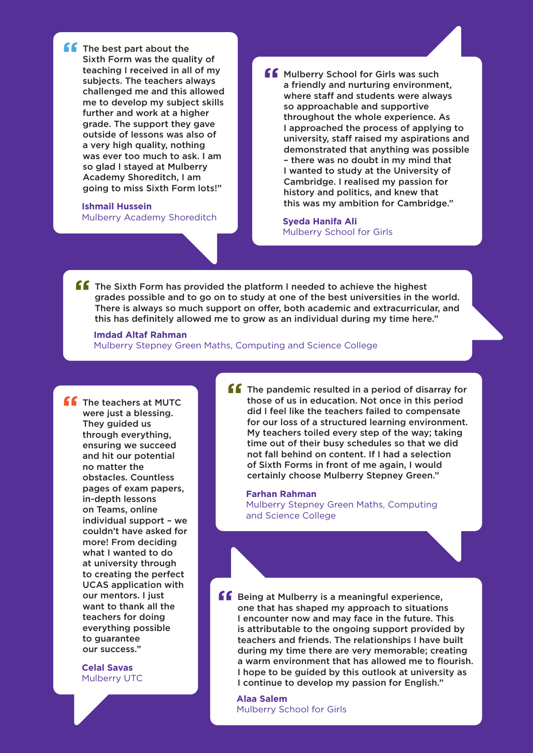"The best part about the Sixth Form was the quality of teaching I received in all of my subjects. The teachers always challenged me and this allowed me to develop my subject skills further and work at a higher grade. The support they gave outside of lessons was also of a very high quality, nothing was ever too much to ask. I am so glad I stayed at Mulberry Academy Shoreditch, I am going to miss Sixth Form lots!"

**Ishmail Hussein**
Mulberry Academy Shoreditch

"Mulberry School for Girls was such a friendly and nurturing environment, where staff and students were always so approachable and supportive throughout the whole experience. As I approached the process of applying to university, staff raised my aspirations and demonstrated that anything was possible – there was no doubt in my mind that I wanted to study at the University of Cambridge. I realised my passion for history and politics, and knew that this was my ambition for Cambridge."

**Syeda Hanifa Ali**
Mulberry School for Girls

"The Sixth Form has provided the platform I needed to achieve the highest grades possible and to go on to study at one of the best universities in the world. There is always so much support on offer, both academic and extracurricular, and this has definitely allowed me to grow as an individual during my time here."

**Imdad Altaf Rahman**
Mulberry Stepney Green Maths, Computing and Science College

"The teachers at MUTC were just a blessing. They guided us through everything, ensuring we succeed and hit our potential no matter the obstacles. Countless pages of exam papers, in-depth lessons on Teams, online individual support – we couldn't have asked for more! From deciding what I wanted to do at university through to creating the perfect UCAS application with our mentors. I just want to thank all the teachers for doing everything possible to guarantee our success."

**Celal Savas**
Mulberry UTC

"The pandemic resulted in a period of disarray for those of us in education. Not once in this period did I feel like the teachers failed to compensate for our loss of a structured learning environment. My teachers toiled every step of the way; taking time out of their busy schedules so that we did not fall behind on content. If I had a selection of Sixth Forms in front of me again, I would certainly choose Mulberry Stepney Green."

**Farhan Rahman**
Mulberry Stepney Green Maths, Computing and Science College

"Being at Mulberry is a meaningful experience, one that has shaped my approach to situations I encounter now and may face in the future. This is attributable to the ongoing support provided by teachers and friends. The relationships I have built during my time there are very memorable; creating a warm environment that has allowed me to flourish. I hope to be guided by this outlook at university as I continue to develop my passion for English."

**Alaa Salem**
Mulberry School for Girls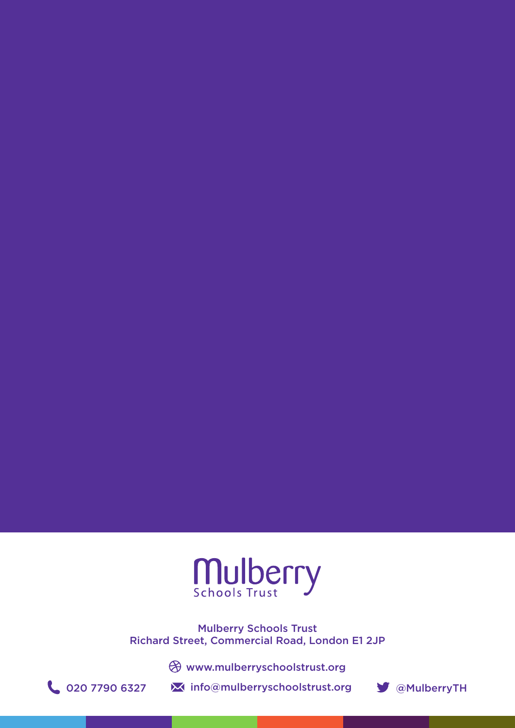Mulberry
Schools Trust

Mulberry Schools Trust
Richard Street, Commercial Road, London E1 2JP

www.mulberryschoolstrust.org

020 7790 6327

info@mulberryschoolstrust.org

@MulberryTH